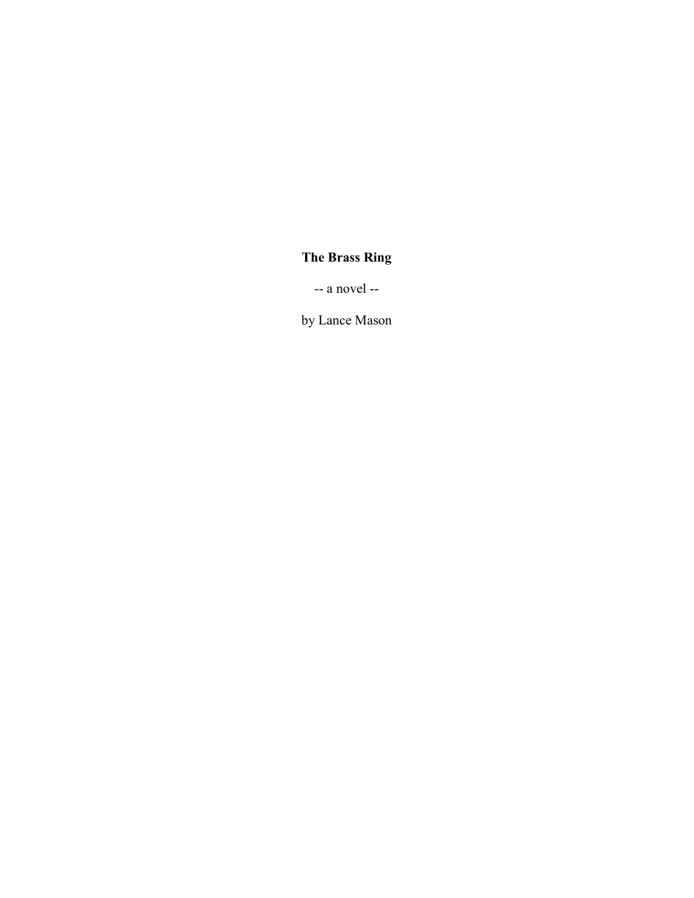# The Brass Ring

-- a novel --

by Lance Mason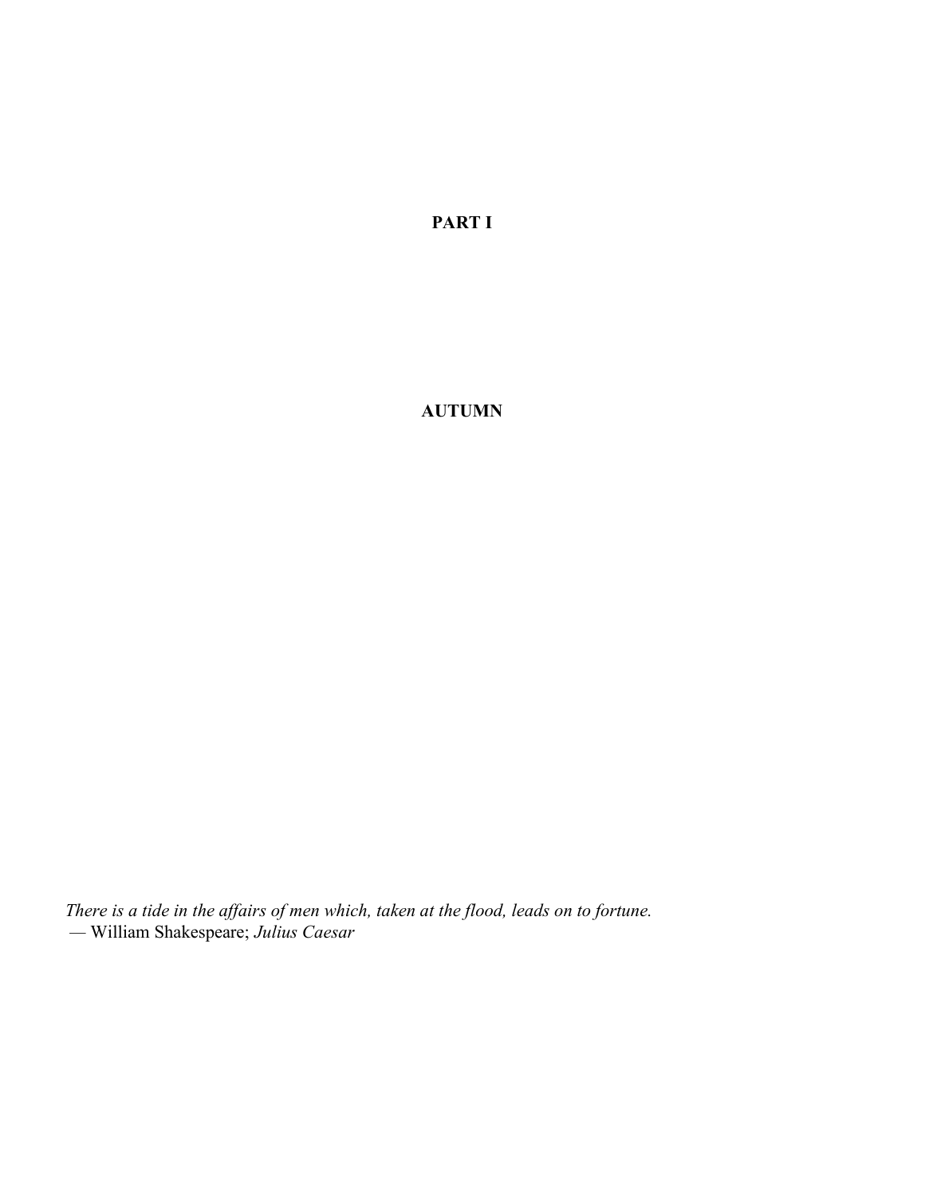# PART I

## AUTUMN

*There is a tide in the affairs of men which, taken at the flood, leads on to fortune.*
— William Shakespeare; *Julius Caesar*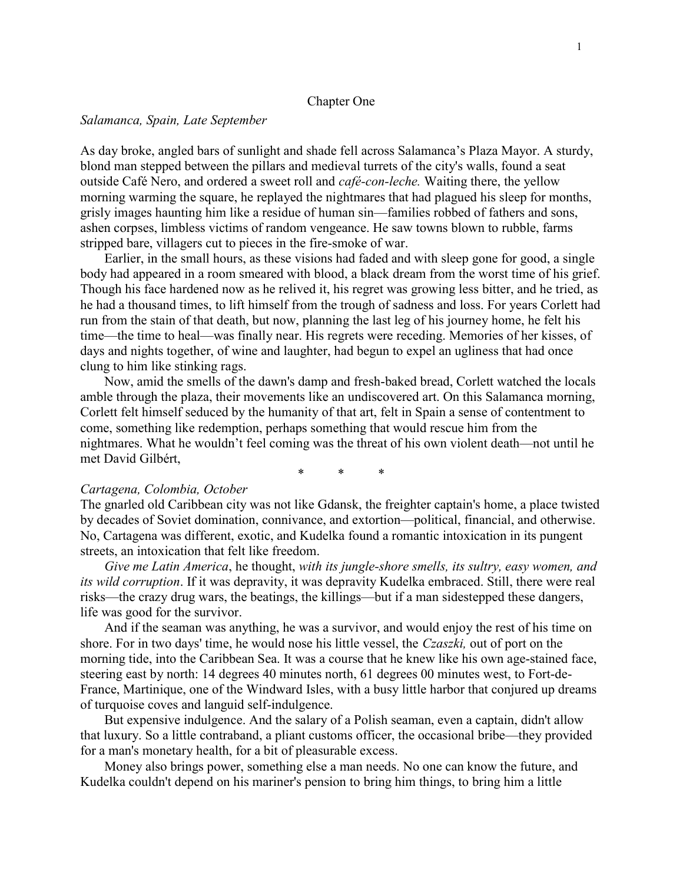# Chapter One

*Salamanca, Spain, Late September*

As day broke, angled bars of sunlight and shade fell across Salamanca's Plaza Mayor. A sturdy, blond man stepped between the pillars and medieval turrets of the city's walls, found a seat outside Café Nero, and ordered a sweet roll and *café-con-leche.* Waiting there, the yellow morning warming the square, he replayed the nightmares that had plagued his sleep for months, grisly images haunting him like a residue of human sin—families robbed of fathers and sons, ashen corpses, limbless victims of random vengeance. He saw towns blown to rubble, farms stripped bare, villagers cut to pieces in the fire-smoke of war.

Earlier, in the small hours, as these visions had faded and with sleep gone for good, a single body had appeared in a room smeared with blood, a black dream from the worst time of his grief. Though his face hardened now as he relived it, his regret was growing less bitter, and he tried, as he had a thousand times, to lift himself from the trough of sadness and loss. For years Corlett had run from the stain of that death, but now, planning the last leg of his journey home, he felt his time—the time to heal—was finally near. His regrets were receding. Memories of her kisses, of days and nights together, of wine and laughter, had begun to expel an ugliness that had once clung to him like stinking rags.

Now, amid the smells of the dawn's damp and fresh-baked bread, Corlett watched the locals amble through the plaza, their movements like an undiscovered art. On this Salamanca morning, Corlett felt himself seduced by the humanity of that art, felt in Spain a sense of contentment to come, something like redemption, perhaps something that would rescue him from the nightmares. What he wouldn't feel coming was the threat of his own violent death—not until he met David Gilbért,

\* \* \*

*Cartagena, Colombia, October*

The gnarled old Caribbean city was not like Gdansk, the freighter captain's home, a place twisted by decades of Soviet domination, connivance, and extortion—political, financial, and otherwise. No, Cartagena was different, exotic, and Kudelka found a romantic intoxication in its pungent streets, an intoxication that felt like freedom.

*Give me Latin America*, he thought, *with its jungle-shore smells, its sultry, easy women, and its wild corruption*. If it was depravity, it was depravity Kudelka embraced. Still, there were real risks—the crazy drug wars, the beatings, the killings—but if a man sidestepped these dangers, life was good for the survivor.

And if the seaman was anything, he was a survivor, and would enjoy the rest of his time on shore. For in two days' time, he would nose his little vessel, the *Czaszki,* out of port on the morning tide, into the Caribbean Sea. It was a course that he knew like his own age-stained face, steering east by north: 14 degrees 40 minutes north, 61 degrees 00 minutes west, to Fort-de-France, Martinique, one of the Windward Isles, with a busy little harbor that conjured up dreams of turquoise coves and languid self-indulgence.

But expensive indulgence. And the salary of a Polish seaman, even a captain, didn't allow that luxury. So a little contraband, a pliant customs officer, the occasional bribe—they provided for a man's monetary health, for a bit of pleasurable excess.

Money also brings power, something else a man needs. No one can know the future, and Kudelka couldn't depend on his mariner's pension to bring him things, to bring him a little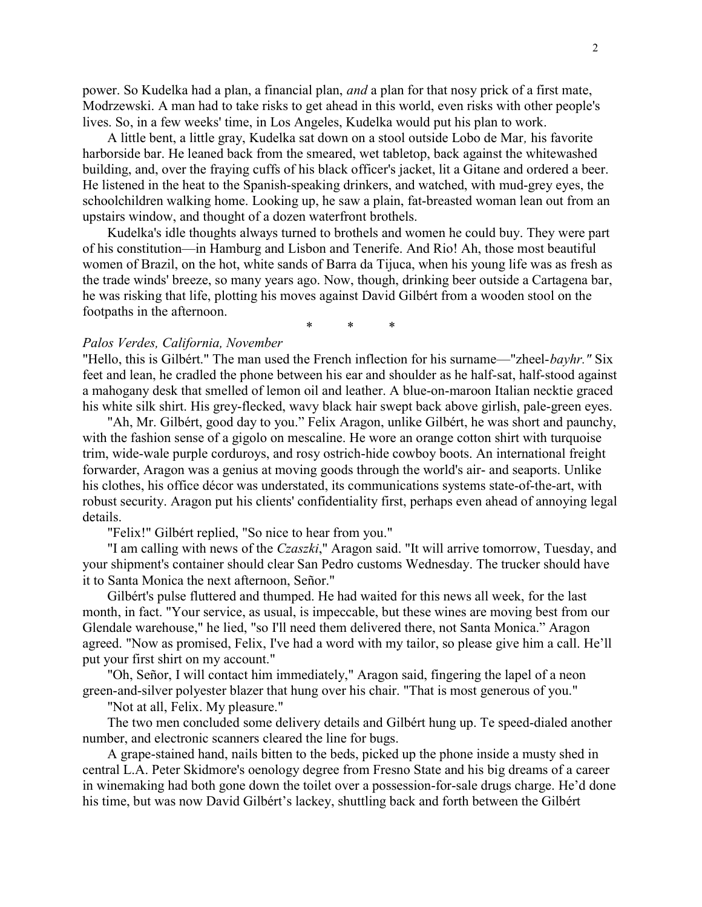power. So Kudelka had a plan, a financial plan, *and* a plan for that nosy prick of a first mate, Modrzewski. A man had to take risks to get ahead in this world, even risks with other people's lives. So, in a few weeks' time, in Los Angeles, Kudelka would put his plan to work.

A little bent, a little gray, Kudelka sat down on a stool outside Lobo de Mar*,* his favorite harborside bar. He leaned back from the smeared, wet tabletop, back against the whitewashed building, and, over the fraying cuffs of his black officer's jacket, lit a Gitane and ordered a beer. He listened in the heat to the Spanish-speaking drinkers, and watched, with mud-grey eyes, the schoolchildren walking home. Looking up, he saw a plain, fat-breasted woman lean out from an upstairs window, and thought of a dozen waterfront brothels.

Kudelka's idle thoughts always turned to brothels and women he could buy. They were part of his constitution—in Hamburg and Lisbon and Tenerife. And Rio! Ah, those most beautiful women of Brazil, on the hot, white sands of Barra da Tijuca, when his young life was as fresh as the trade winds' breeze, so many years ago. Now, though, drinking beer outside a Cartagena bar, he was risking that life, plotting his moves against David Gilbért from a wooden stool on the footpaths in the afternoon.

\* \* \*

*Palos Verdes, California, November*

"Hello, this is Gilbért." The man used the French inflection for his surname—"zheel-*bayhr."* Six feet and lean, he cradled the phone between his ear and shoulder as he half-sat, half-stood against a mahogany desk that smelled of lemon oil and leather. A blue-on-maroon Italian necktie graced his white silk shirt. His grey-flecked, wavy black hair swept back above girlish, pale-green eyes.

"Ah, Mr. Gilbért, good day to you." Felix Aragon, unlike Gilbért, he was short and paunchy, with the fashion sense of a gigolo on mescaline. He wore an orange cotton shirt with turquoise trim, wide-wale purple corduroys, and rosy ostrich-hide cowboy boots. An international freight forwarder, Aragon was a genius at moving goods through the world's air- and seaports. Unlike his clothes, his office décor was understated, its communications systems state-of-the-art, with robust security. Aragon put his clients' confidentiality first, perhaps even ahead of annoying legal details.

"Felix!" Gilbért replied, "So nice to hear from you."

"I am calling with news of the *Czaszki*," Aragon said. "It will arrive tomorrow, Tuesday, and your shipment's container should clear San Pedro customs Wednesday. The trucker should have it to Santa Monica the next afternoon, Señor."

Gilbért's pulse fluttered and thumped. He had waited for this news all week, for the last month, in fact. "Your service, as usual, is impeccable, but these wines are moving best from our Glendale warehouse," he lied, "so I'll need them delivered there, not Santa Monica." Aragon agreed. "Now as promised, Felix, I've had a word with my tailor, so please give him a call. He'll put your first shirt on my account."

"Oh, Señor, I will contact him immediately," Aragon said, fingering the lapel of a neon green-and-silver polyester blazer that hung over his chair. "That is most generous of you."

"Not at all, Felix. My pleasure."

The two men concluded some delivery details and Gilbért hung up. Te speed-dialed another number, and electronic scanners cleared the line for bugs.

A grape-stained hand, nails bitten to the beds, picked up the phone inside a musty shed in central L.A. Peter Skidmore's oenology degree from Fresno State and his big dreams of a career in winemaking had both gone down the toilet over a possession-for-sale drugs charge. He'd done his time, but was now David Gilbért's lackey, shuttling back and forth between the Gilbért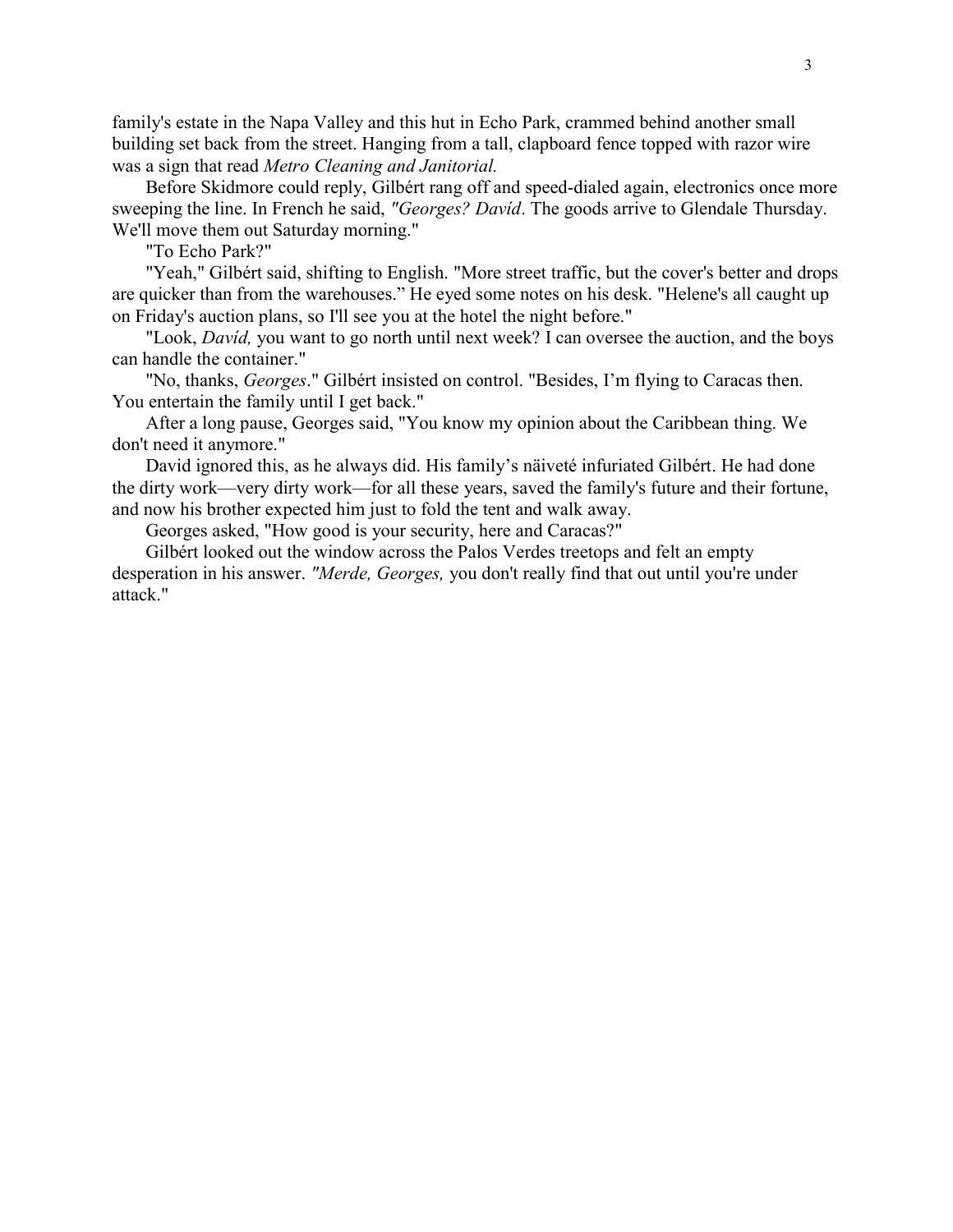family's estate in the Napa Valley and this hut in Echo Park, crammed behind another small building set back from the street. Hanging from a tall, clapboard fence topped with razor wire was a sign that read *Metro Cleaning and Janitorial.*

Before Skidmore could reply, Gilbért rang off and speed-dialed again, electronics once more sweeping the line. In French he said, *"Georges? Davíd*. The goods arrive to Glendale Thursday. We'll move them out Saturday morning."

"To Echo Park?"

"Yeah," Gilbért said, shifting to English. "More street traffic, but the cover's better and drops are quicker than from the warehouses." He eyed some notes on his desk. "Helene's all caught up on Friday's auction plans, so I'll see you at the hotel the night before."

"Look, *Davíd,* you want to go north until next week? I can oversee the auction, and the boys can handle the container."

"No, thanks, *Georges*." Gilbért insisted on control. "Besides, I'm flying to Caracas then. You entertain the family until I get back."

After a long pause, Georges said, "You know my opinion about the Caribbean thing. We don't need it anymore."

David ignored this, as he always did. His family's näiveté infuriated Gilbért. He had done the dirty work—very dirty work—for all these years, saved the family's future and their fortune, and now his brother expected him just to fold the tent and walk away.

Georges asked, "How good is your security, here and Caracas?"

Gilbért looked out the window across the Palos Verdes treetops and felt an empty desperation in his answer. *"Merde, Georges,* you don't really find that out until you're under attack."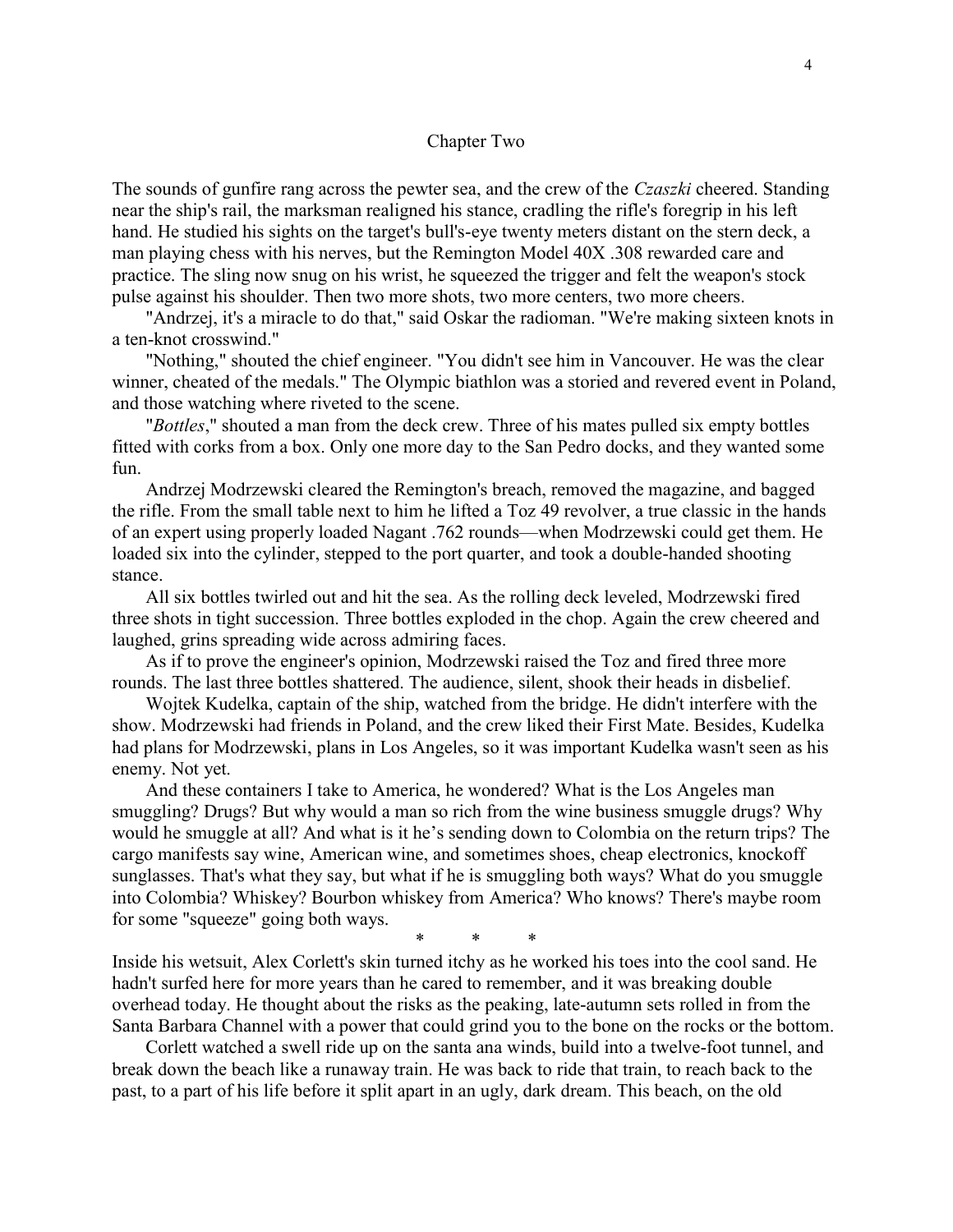# Chapter Two

The sounds of gunfire rang across the pewter sea, and the crew of the *Czaszki* cheered. Standing near the ship's rail, the marksman realigned his stance, cradling the rifle's foregrip in his left hand. He studied his sights on the target's bull's-eye twenty meters distant on the stern deck, a man playing chess with his nerves, but the Remington Model 40X .308 rewarded care and practice. The sling now snug on his wrist, he squeezed the trigger and felt the weapon's stock pulse against his shoulder. Then two more shots, two more centers, two more cheers.

"Andrzej, it's a miracle to do that," said Oskar the radioman. "We're making sixteen knots in a ten-knot crosswind."

"Nothing," shouted the chief engineer. "You didn't see him in Vancouver. He was the clear winner, cheated of the medals." The Olympic biathlon was a storied and revered event in Poland, and those watching where riveted to the scene.

"*Bottles*," shouted a man from the deck crew. Three of his mates pulled six empty bottles fitted with corks from a box. Only one more day to the San Pedro docks, and they wanted some fun.

Andrzej Modrzewski cleared the Remington's breach, removed the magazine, and bagged the rifle. From the small table next to him he lifted a Toz 49 revolver, a true classic in the hands of an expert using properly loaded Nagant .762 rounds—when Modrzewski could get them. He loaded six into the cylinder, stepped to the port quarter, and took a double-handed shooting stance.

All six bottles twirled out and hit the sea. As the rolling deck leveled, Modrzewski fired three shots in tight succession. Three bottles exploded in the chop. Again the crew cheered and laughed, grins spreading wide across admiring faces.

As if to prove the engineer's opinion, Modrzewski raised the Toz and fired three more rounds. The last three bottles shattered. The audience, silent, shook their heads in disbelief.

Wojtek Kudelka, captain of the ship, watched from the bridge. He didn't interfere with the show. Modrzewski had friends in Poland, and the crew liked their First Mate. Besides, Kudelka had plans for Modrzewski, plans in Los Angeles, so it was important Kudelka wasn't seen as his enemy. Not yet.

And these containers I take to America, he wondered? What is the Los Angeles man smuggling? Drugs? But why would a man so rich from the wine business smuggle drugs? Why would he smuggle at all? And what is it he's sending down to Colombia on the return trips? The cargo manifests say wine, American wine, and sometimes shoes, cheap electronics, knockoff sunglasses. That's what they say, but what if he is smuggling both ways? What do you smuggle into Colombia? Whiskey? Bourbon whiskey from America? Who knows? There's maybe room for some "squeeze" going both ways.

\* \* \*

Inside his wetsuit, Alex Corlett's skin turned itchy as he worked his toes into the cool sand. He hadn't surfed here for more years than he cared to remember, and it was breaking double overhead today. He thought about the risks as the peaking, late-autumn sets rolled in from the Santa Barbara Channel with a power that could grind you to the bone on the rocks or the bottom.

Corlett watched a swell ride up on the santa ana winds, build into a twelve-foot tunnel, and break down the beach like a runaway train. He was back to ride that train, to reach back to the past, to a part of his life before it split apart in an ugly, dark dream. This beach, on the old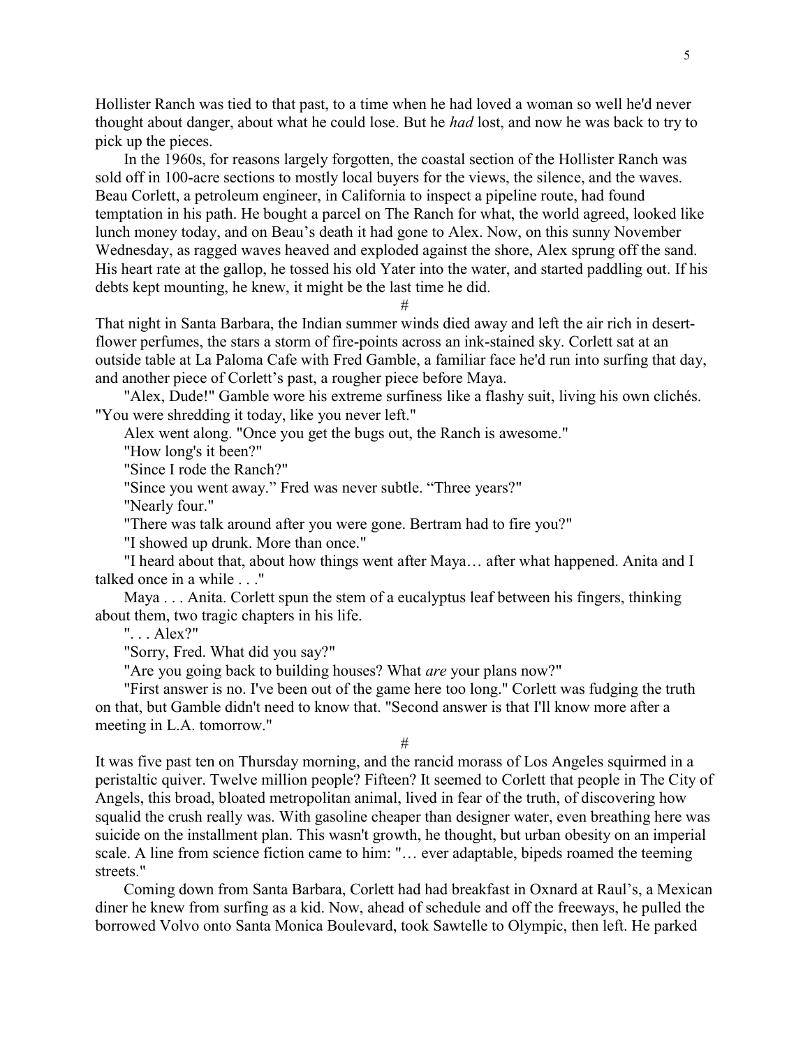Hollister Ranch was tied to that past, to a time when he had loved a woman so well he'd never thought about danger, about what he could lose. But he *had* lost, and now he was back to try to pick up the pieces.

In the 1960s, for reasons largely forgotten, the coastal section of the Hollister Ranch was sold off in 100-acre sections to mostly local buyers for the views, the silence, and the waves. Beau Corlett, a petroleum engineer, in California to inspect a pipeline route, had found temptation in his path. He bought a parcel on The Ranch for what, the world agreed, looked like lunch money today, and on Beau's death it had gone to Alex. Now, on this sunny November Wednesday, as ragged waves heaved and exploded against the shore, Alex sprung off the sand. His heart rate at the gallop, he tossed his old Yater into the water, and started paddling out. If his debts kept mounting, he knew, it might be the last time he did.

#

That night in Santa Barbara, the Indian summer winds died away and left the air rich in desert-flower perfumes, the stars a storm of fire-points across an ink-stained sky. Corlett sat at an outside table at La Paloma Cafe with Fred Gamble, a familiar face he'd run into surfing that day, and another piece of Corlett's past, a rougher piece before Maya.

"Alex, Dude!" Gamble wore his extreme surfiness like a flashy suit, living his own clichés. "You were shredding it today, like you never left."

Alex went along. "Once you get the bugs out, the Ranch is awesome."

"How long's it been?"

"Since I rode the Ranch?"

"Since you went away." Fred was never subtle. "Three years?"

"Nearly four."

"There was talk around after you were gone. Bertram had to fire you?"

"I showed up drunk. More than once."

"I heard about that, about how things went after Maya… after what happened. Anita and I talked once in a while . . ."

Maya . . . Anita. Corlett spun the stem of a eucalyptus leaf between his fingers, thinking about them, two tragic chapters in his life.

". . . Alex?"

"Sorry, Fred. What did you say?"

"Are you going back to building houses? What *are* your plans now?"

"First answer is no. I've been out of the game here too long." Corlett was fudging the truth on that, but Gamble didn't need to know that. "Second answer is that I'll know more after a meeting in L.A. tomorrow."

#

It was five past ten on Thursday morning, and the rancid morass of Los Angeles squirmed in a peristaltic quiver. Twelve million people? Fifteen? It seemed to Corlett that people in The City of Angels, this broad, bloated metropolitan animal, lived in fear of the truth, of discovering how squalid the crush really was. With gasoline cheaper than designer water, even breathing here was suicide on the installment plan. This wasn't growth, he thought, but urban obesity on an imperial scale. A line from science fiction came to him: "… ever adaptable, bipeds roamed the teeming streets."

Coming down from Santa Barbara, Corlett had had breakfast in Oxnard at Raul's, a Mexican diner he knew from surfing as a kid. Now, ahead of schedule and off the freeways, he pulled the borrowed Volvo onto Santa Monica Boulevard, took Sawtelle to Olympic, then left. He parked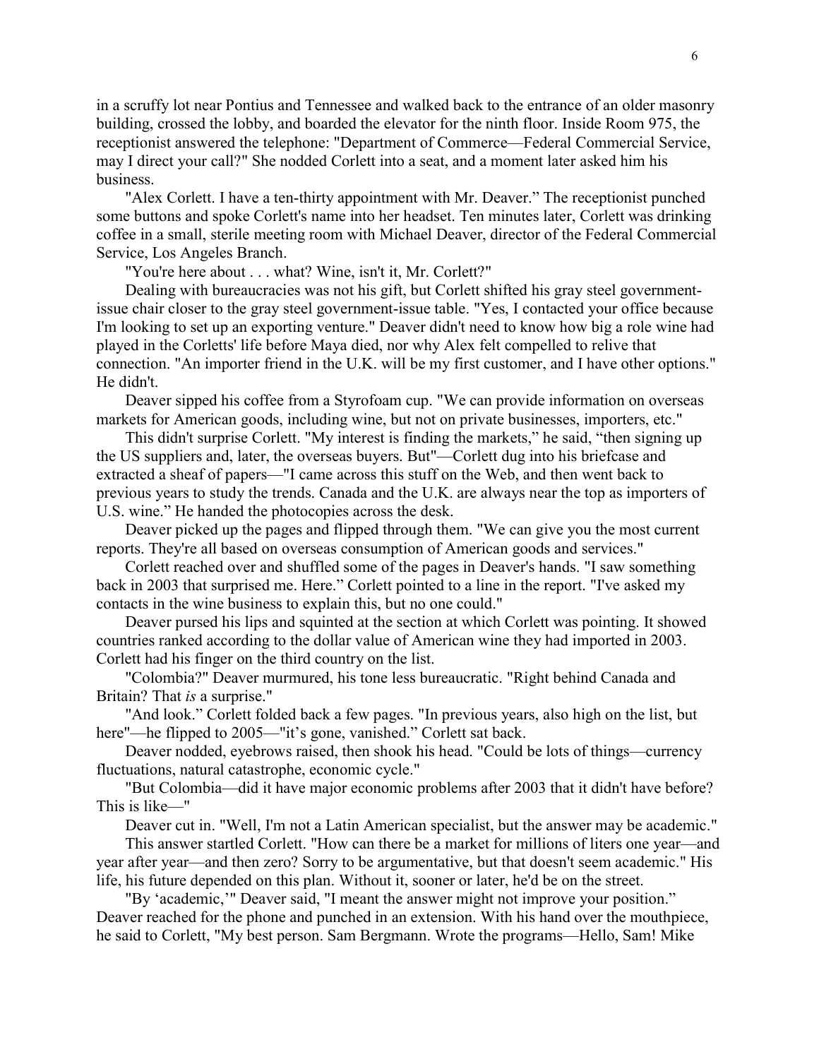in a scruffy lot near Pontius and Tennessee and walked back to the entrance of an older masonry building, crossed the lobby, and boarded the elevator for the ninth floor. Inside Room 975, the receptionist answered the telephone: "Department of Commerce—Federal Commercial Service, may I direct your call?" She nodded Corlett into a seat, and a moment later asked him his business.

"Alex Corlett. I have a ten-thirty appointment with Mr. Deaver." The receptionist punched some buttons and spoke Corlett's name into her headset. Ten minutes later, Corlett was drinking coffee in a small, sterile meeting room with Michael Deaver, director of the Federal Commercial Service, Los Angeles Branch.

"You're here about . . . what? Wine, isn't it, Mr. Corlett?"

Dealing with bureaucracies was not his gift, but Corlett shifted his gray steel government-issue chair closer to the gray steel government-issue table. "Yes, I contacted your office because I'm looking to set up an exporting venture." Deaver didn't need to know how big a role wine had played in the Corletts' life before Maya died, nor why Alex felt compelled to relive that connection. "An importer friend in the U.K. will be my first customer, and I have other options." He didn't.

Deaver sipped his coffee from a Styrofoam cup. "We can provide information on overseas markets for American goods, including wine, but not on private businesses, importers, etc."

This didn't surprise Corlett. "My interest is finding the markets," he said, "then signing up the US suppliers and, later, the overseas buyers. But"—Corlett dug into his briefcase and extracted a sheaf of papers—"I came across this stuff on the Web, and then went back to previous years to study the trends. Canada and the U.K. are always near the top as importers of U.S. wine." He handed the photocopies across the desk.

Deaver picked up the pages and flipped through them. "We can give you the most current reports. They're all based on overseas consumption of American goods and services."

Corlett reached over and shuffled some of the pages in Deaver's hands. "I saw something back in 2003 that surprised me. Here." Corlett pointed to a line in the report. "I've asked my contacts in the wine business to explain this, but no one could."

Deaver pursed his lips and squinted at the section at which Corlett was pointing. It showed countries ranked according to the dollar value of American wine they had imported in 2003. Corlett had his finger on the third country on the list.

"Colombia?" Deaver murmured, his tone less bureaucratic. "Right behind Canada and Britain? That *is* a surprise."

"And look." Corlett folded back a few pages. "In previous years, also high on the list, but here"—he flipped to 2005—"it's gone, vanished." Corlett sat back.

Deaver nodded, eyebrows raised, then shook his head. "Could be lots of things—currency fluctuations, natural catastrophe, economic cycle."

"But Colombia—did it have major economic problems after 2003 that it didn't have before? This is like—"

Deaver cut in. "Well, I'm not a Latin American specialist, but the answer may be academic."

This answer startled Corlett. "How can there be a market for millions of liters one year—and year after year—and then zero? Sorry to be argumentative, but that doesn't seem academic." His life, his future depended on this plan. Without it, sooner or later, he'd be on the street.

"By 'academic,'" Deaver said, "I meant the answer might not improve your position." Deaver reached for the phone and punched in an extension. With his hand over the mouthpiece, he said to Corlett, "My best person. Sam Bergmann. Wrote the programs—Hello, Sam! Mike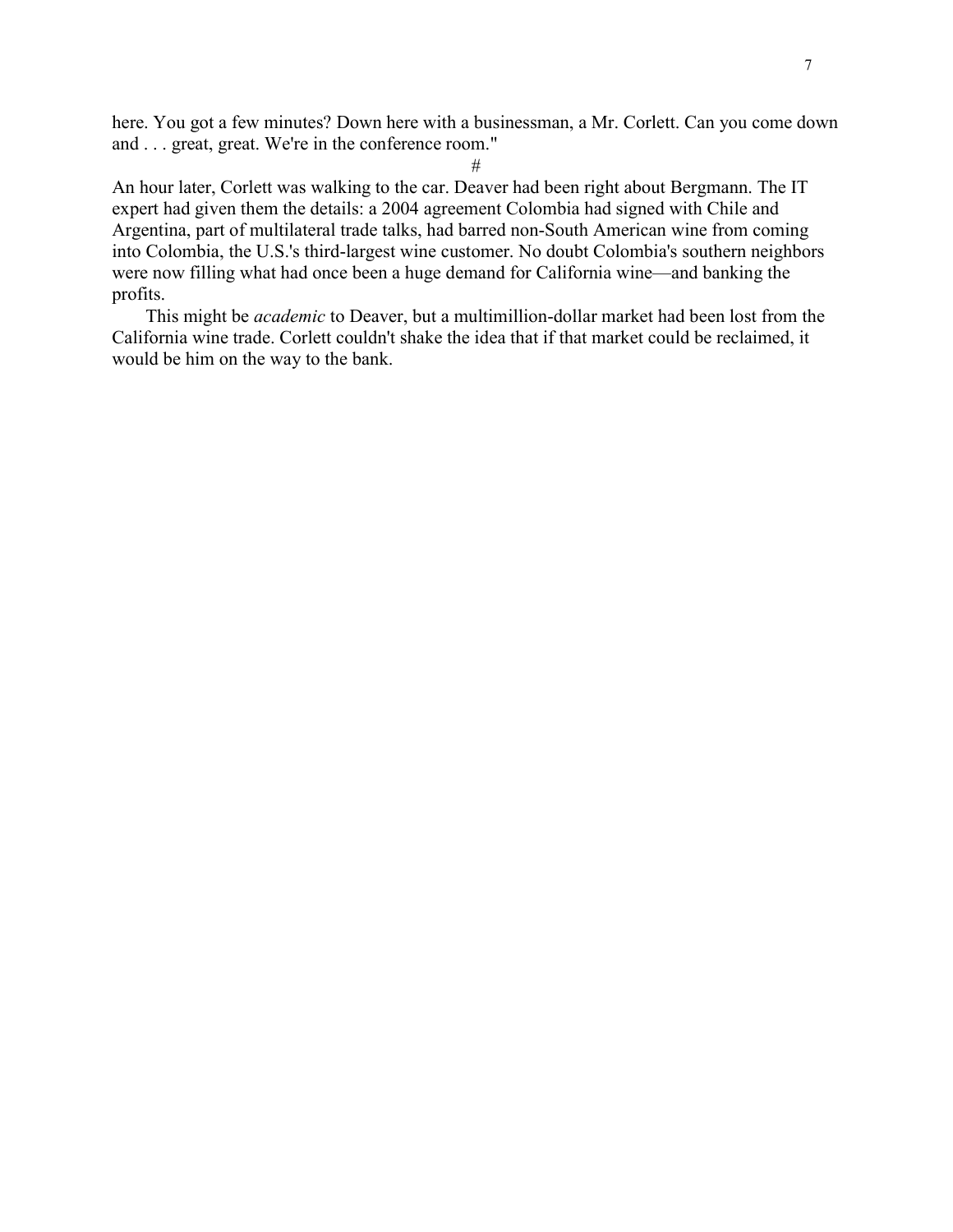here. You got a few minutes? Down here with a businessman, a Mr. Corlett. Can you come down and . . . great, great. We're in the conference room."

#

An hour later, Corlett was walking to the car. Deaver had been right about Bergmann. The IT expert had given them the details: a 2004 agreement Colombia had signed with Chile and Argentina, part of multilateral trade talks, had barred non-South American wine from coming into Colombia, the U.S.'s third-largest wine customer. No doubt Colombia's southern neighbors were now filling what had once been a huge demand for California wine—and banking the profits.

This might be *academic* to Deaver, but a multimillion-dollar market had been lost from the California wine trade. Corlett couldn't shake the idea that if that market could be reclaimed, it would be him on the way to the bank.